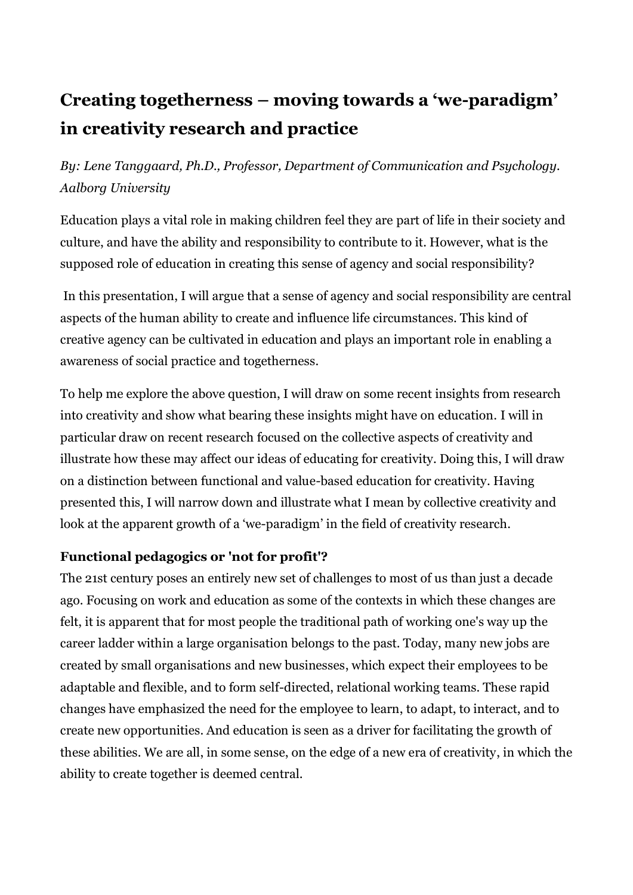# Creating togetherness – moving towards a 'we-paradigm' in creativity research and practice

*By: Lene Tanggaard, Ph.D., Professor, Department of Communication and Psychology. Aalborg University*

Education plays a vital role in making children feel they are part of life in their society and culture, and have the ability and responsibility to contribute to it. However, what is the supposed role of education in creating this sense of agency and social responsibility?

In this presentation, I will argue that a sense of agency and social responsibility are central aspects of the human ability to create and influence life circumstances. This kind of creative agency can be cultivated in education and plays an important role in enabling a awareness of social practice and togetherness.

To help me explore the above question, I will draw on some recent insights from research into creativity and show what bearing these insights might have on education. I will in particular draw on recent research focused on the collective aspects of creativity and illustrate how these may affect our ideas of educating for creativity. Doing this, I will draw on a distinction between functional and value-based education for creativity. Having presented this, I will narrow down and illustrate what I mean by collective creativity and look at the apparent growth of a 'we-paradigm' in the field of creativity research.

## Functional pedagogics or 'not for profit'?

The 21st century poses an entirely new set of challenges to most of us than just a decade ago. Focusing on work and education as some of the contexts in which these changes are felt, it is apparent that for most people the traditional path of working one's way up the career ladder within a large organisation belongs to the past. Today, many new jobs are created by small organisations and new businesses, which expect their employees to be adaptable and flexible, and to form self-directed, relational working teams. These rapid changes have emphasized the need for the employee to learn, to adapt, to interact, and to create new opportunities. And education is seen as a driver for facilitating the growth of these abilities. We are all, in some sense, on the edge of a new era of creativity, in which the ability to create together is deemed central.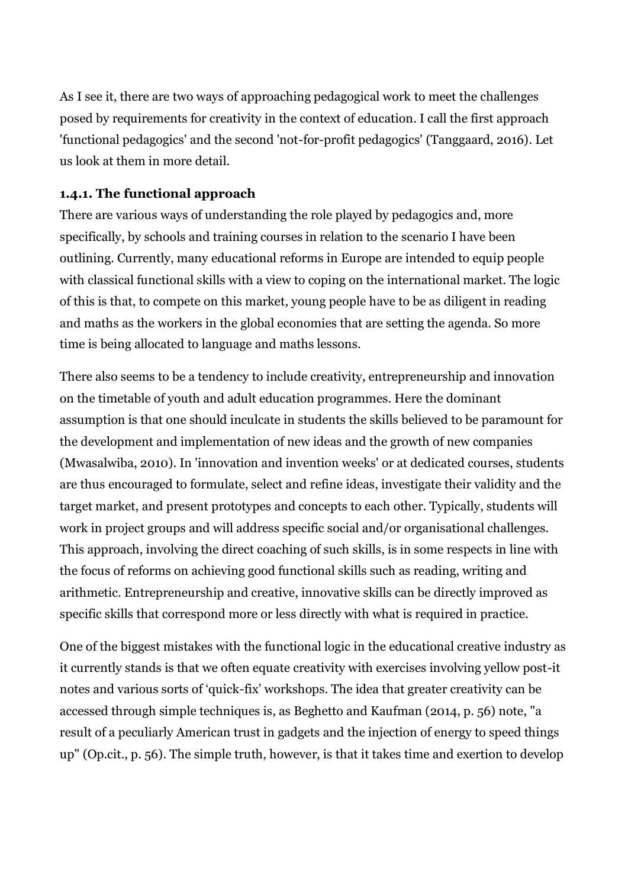As I see it, there are two ways of approaching pedagogical work to meet the challenges posed by requirements for creativity in the context of education. I call the first approach 'functional pedagogics' and the second 'not-for-profit pedagogics' (Tanggaard, 2016). Let us look at them in more detail.

### 1.4.1. The functional approach

There are various ways of understanding the role played by pedagogics and, more specifically, by schools and training courses in relation to the scenario I have been outlining. Currently, many educational reforms in Europe are intended to equip people with classical functional skills with a view to coping on the international market. The logic of this is that, to compete on this market, young people have to be as diligent in reading and maths as the workers in the global economies that are setting the agenda. So more time is being allocated to language and maths lessons.

There also seems to be a tendency to include creativity, entrepreneurship and innovation on the timetable of youth and adult education programmes. Here the dominant assumption is that one should inculcate in students the skills believed to be paramount for the development and implementation of new ideas and the growth of new companies (Mwasalwiba, 2010). In 'innovation and invention weeks' or at dedicated courses, students are thus encouraged to formulate, select and refine ideas, investigate their validity and the target market, and present prototypes and concepts to each other. Typically, students will work in project groups and will address specific social and/or organisational challenges. This approach, involving the direct coaching of such skills, is in some respects in line with the focus of reforms on achieving good functional skills such as reading, writing and arithmetic. Entrepreneurship and creative, innovative skills can be directly improved as specific skills that correspond more or less directly with what is required in practice.

One of the biggest mistakes with the functional logic in the educational creative industry as it currently stands is that we often equate creativity with exercises involving yellow post-it notes and various sorts of 'quick-fix' workshops. The idea that greater creativity can be accessed through simple techniques is, as Beghetto and Kaufman (2014, p. 56) note, "a result of a peculiarly American trust in gadgets and the injection of energy to speed things up" (Op.cit., p. 56). The simple truth, however, is that it takes time and exertion to develop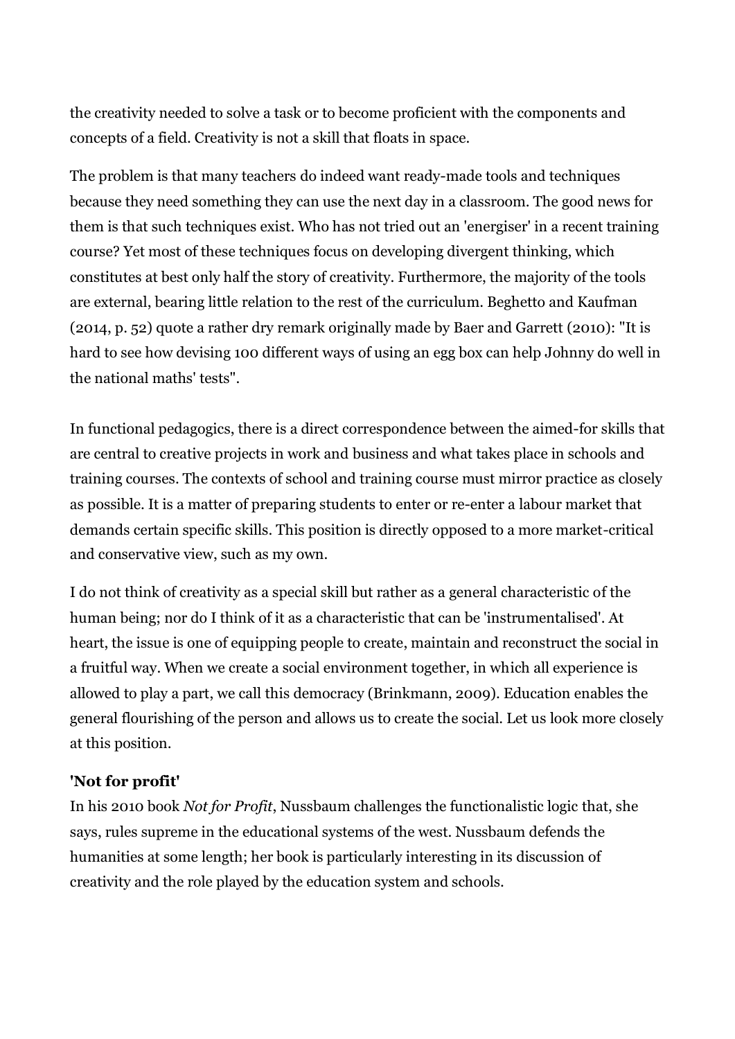the creativity needed to solve a task or to become proficient with the components and concepts of a field. Creativity is not a skill that floats in space.

The problem is that many teachers do indeed want ready-made tools and techniques because they need something they can use the next day in a classroom. The good news for them is that such techniques exist. Who has not tried out an 'energiser' in a recent training course? Yet most of these techniques focus on developing divergent thinking, which constitutes at best only half the story of creativity. Furthermore, the majority of the tools are external, bearing little relation to the rest of the curriculum. Beghetto and Kaufman (2014, p. 52) quote a rather dry remark originally made by Baer and Garrett (2010): "It is hard to see how devising 100 different ways of using an egg box can help Johnny do well in the national maths' tests".

In functional pedagogics, there is a direct correspondence between the aimed-for skills that are central to creative projects in work and business and what takes place in schools and training courses. The contexts of school and training course must mirror practice as closely as possible. It is a matter of preparing students to enter or re-enter a labour market that demands certain specific skills. This position is directly opposed to a more market-critical and conservative view, such as my own.

I do not think of creativity as a special skill but rather as a general characteristic of the human being; nor do I think of it as a characteristic that can be 'instrumentalised'. At heart, the issue is one of equipping people to create, maintain and reconstruct the social in a fruitful way. When we create a social environment together, in which all experience is allowed to play a part, we call this democracy (Brinkmann, 2009). Education enables the general flourishing of the person and allows us to create the social. Let us look more closely at this position.

**'Not for profit'**

In his 2010 book *Not for Profit*, Nussbaum challenges the functionalistic logic that, she says, rules supreme in the educational systems of the west. Nussbaum defends the humanities at some length; her book is particularly interesting in its discussion of creativity and the role played by the education system and schools.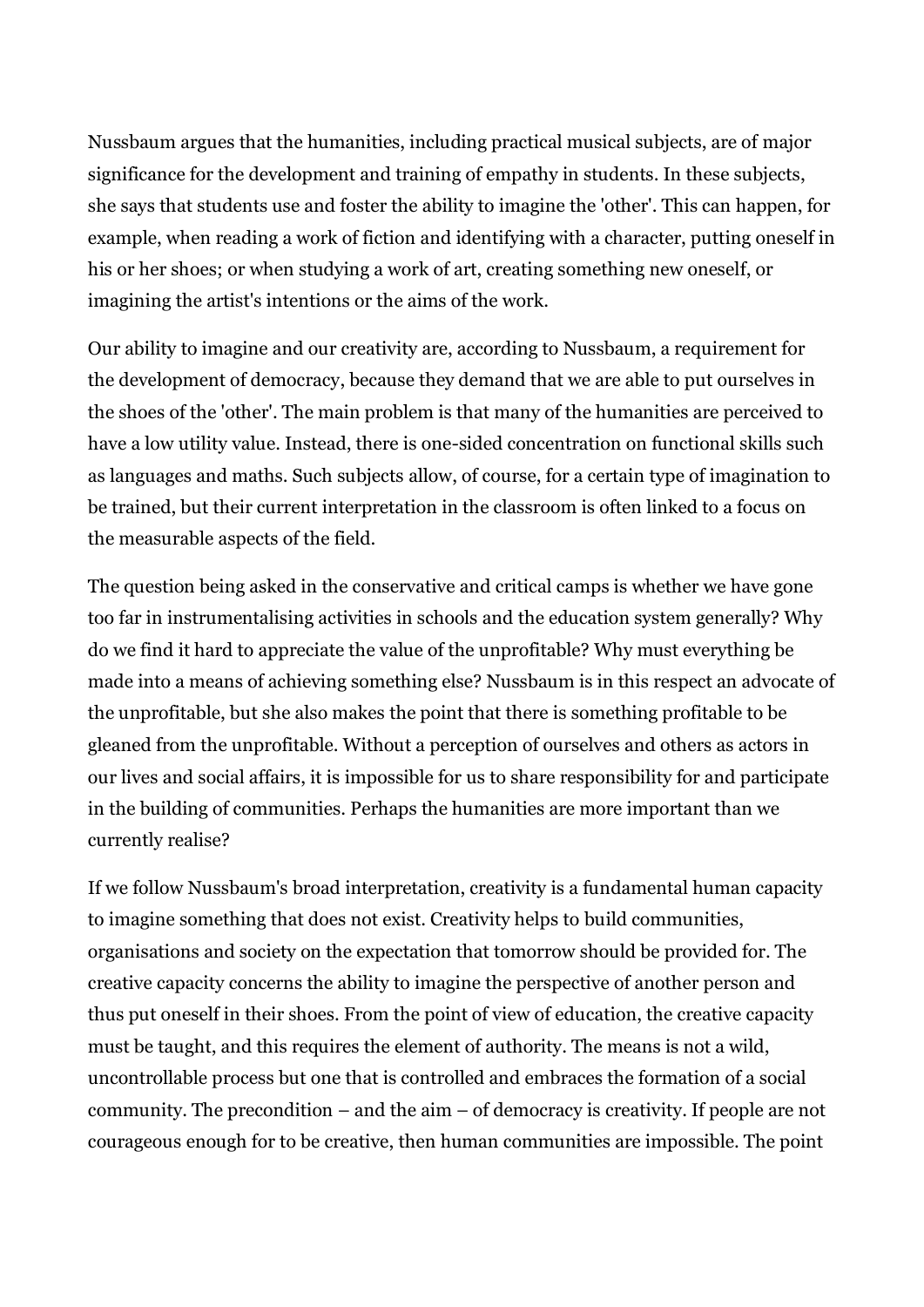Nussbaum argues that the humanities, including practical musical subjects, are of major significance for the development and training of empathy in students. In these subjects, she says that students use and foster the ability to imagine the 'other'. This can happen, for example, when reading a work of fiction and identifying with a character, putting oneself in his or her shoes; or when studying a work of art, creating something new oneself, or imagining the artist's intentions or the aims of the work.

Our ability to imagine and our creativity are, according to Nussbaum, a requirement for the development of democracy, because they demand that we are able to put ourselves in the shoes of the 'other'. The main problem is that many of the humanities are perceived to have a low utility value. Instead, there is one-sided concentration on functional skills such as languages and maths. Such subjects allow, of course, for a certain type of imagination to be trained, but their current interpretation in the classroom is often linked to a focus on the measurable aspects of the field.

The question being asked in the conservative and critical camps is whether we have gone too far in instrumentalising activities in schools and the education system generally? Why do we find it hard to appreciate the value of the unprofitable? Why must everything be made into a means of achieving something else? Nussbaum is in this respect an advocate of the unprofitable, but she also makes the point that there is something profitable to be gleaned from the unprofitable. Without a perception of ourselves and others as actors in our lives and social affairs, it is impossible for us to share responsibility for and participate in the building of communities. Perhaps the humanities are more important than we currently realise?

If we follow Nussbaum's broad interpretation, creativity is a fundamental human capacity to imagine something that does not exist. Creativity helps to build communities, organisations and society on the expectation that tomorrow should be provided for. The creative capacity concerns the ability to imagine the perspective of another person and thus put oneself in their shoes. From the point of view of education, the creative capacity must be taught, and this requires the element of authority. The means is not a wild, uncontrollable process but one that is controlled and embraces the formation of a social community. The precondition – and the aim – of democracy is creativity. If people are not courageous enough for to be creative, then human communities are impossible. The point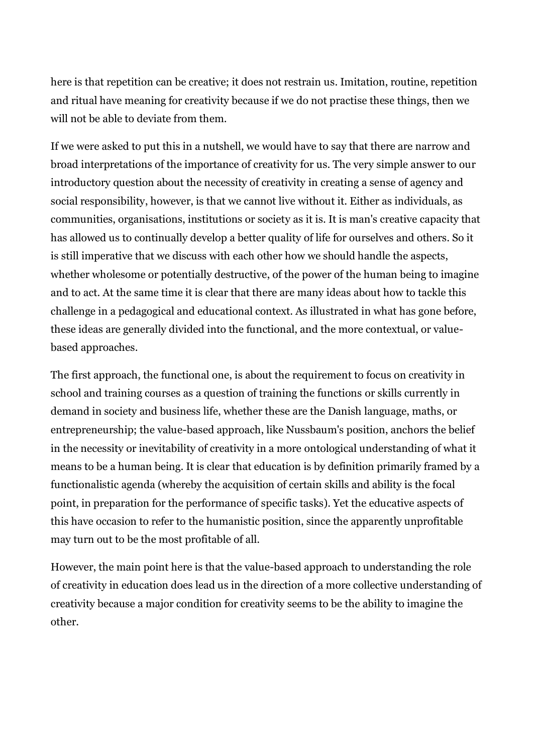here is that repetition can be creative; it does not restrain us. Imitation, routine, repetition and ritual have meaning for creativity because if we do not practise these things, then we will not be able to deviate from them.

If we were asked to put this in a nutshell, we would have to say that there are narrow and broad interpretations of the importance of creativity for us. The very simple answer to our introductory question about the necessity of creativity in creating a sense of agency and social responsibility, however, is that we cannot live without it. Either as individuals, as communities, organisations, institutions or society as it is. It is man's creative capacity that has allowed us to continually develop a better quality of life for ourselves and others. So it is still imperative that we discuss with each other how we should handle the aspects, whether wholesome or potentially destructive, of the power of the human being to imagine and to act. At the same time it is clear that there are many ideas about how to tackle this challenge in a pedagogical and educational context. As illustrated in what has gone before, these ideas are generally divided into the functional, and the more contextual, or value-based approaches.

The first approach, the functional one, is about the requirement to focus on creativity in school and training courses as a question of training the functions or skills currently in demand in society and business life, whether these are the Danish language, maths, or entrepreneurship; the value-based approach, like Nussbaum's position, anchors the belief in the necessity or inevitability of creativity in a more ontological understanding of what it means to be a human being. It is clear that education is by definition primarily framed by a functionalistic agenda (whereby the acquisition of certain skills and ability is the focal point, in preparation for the performance of specific tasks). Yet the educative aspects of this have occasion to refer to the humanistic position, since the apparently unprofitable may turn out to be the most profitable of all.

However, the main point here is that the value-based approach to understanding the role of creativity in education does lead us in the direction of a more collective understanding of creativity because a major condition for creativity seems to be the ability to imagine the other.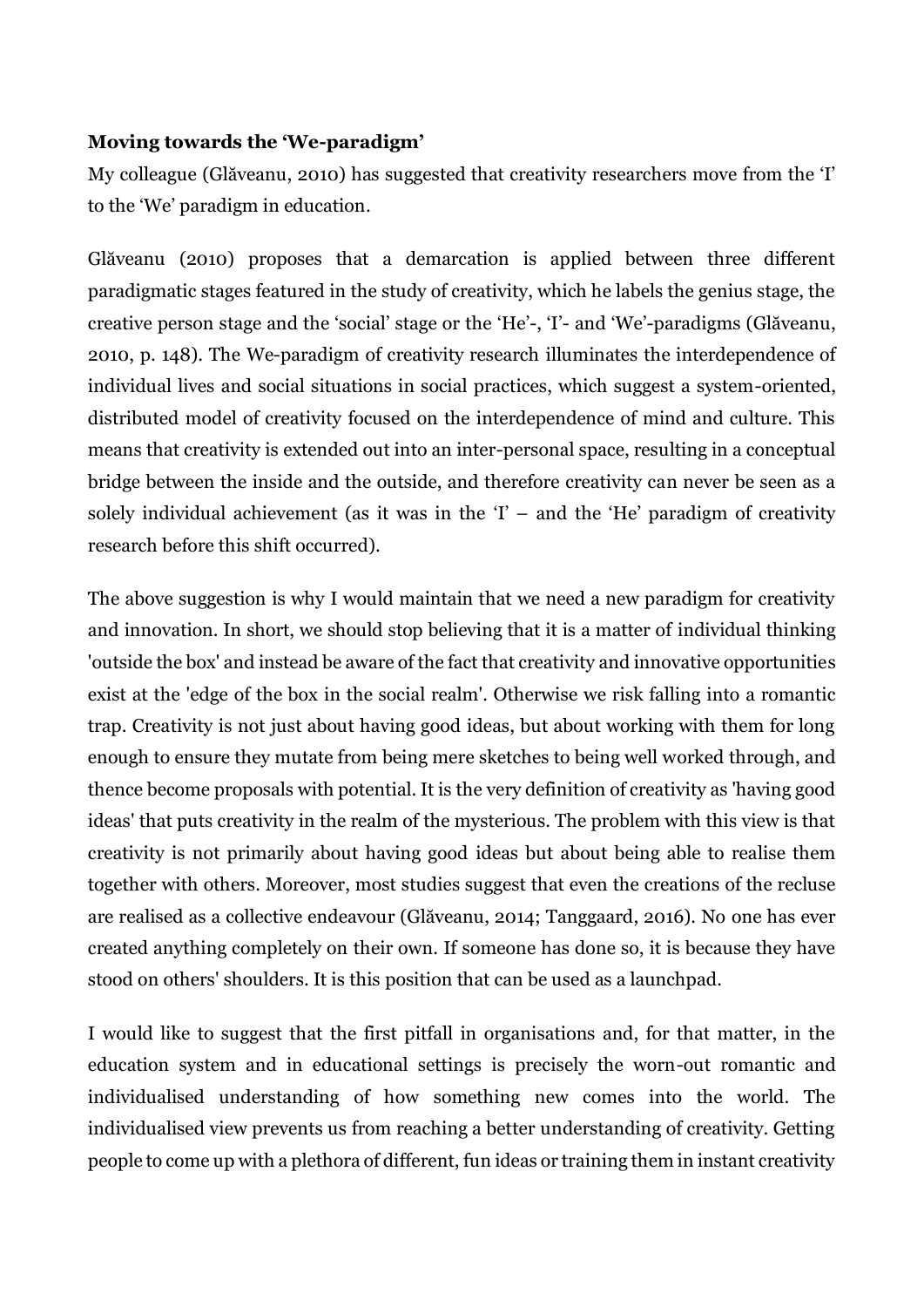**Moving towards the 'We-paradigm'**

My colleague (Glăveanu, 2010) has suggested that creativity researchers move from the 'I' to the 'We' paradigm in education.

Glăveanu (2010) proposes that a demarcation is applied between three different paradigmatic stages featured in the study of creativity, which he labels the genius stage, the creative person stage and the 'social' stage or the 'He'-, 'I'- and 'We'-paradigms (Glăveanu, 2010, p. 148). The We-paradigm of creativity research illuminates the interdependence of individual lives and social situations in social practices, which suggest a system-oriented, distributed model of creativity focused on the interdependence of mind and culture. This means that creativity is extended out into an inter-personal space, resulting in a conceptual bridge between the inside and the outside, and therefore creativity can never be seen as a solely individual achievement (as it was in the 'I' – and the 'He' paradigm of creativity research before this shift occurred).

The above suggestion is why I would maintain that we need a new paradigm for creativity and innovation. In short, we should stop believing that it is a matter of individual thinking 'outside the box' and instead be aware of the fact that creativity and innovative opportunities exist at the 'edge of the box in the social realm'. Otherwise we risk falling into a romantic trap. Creativity is not just about having good ideas, but about working with them for long enough to ensure they mutate from being mere sketches to being well worked through, and thence become proposals with potential. It is the very definition of creativity as 'having good ideas' that puts creativity in the realm of the mysterious. The problem with this view is that creativity is not primarily about having good ideas but about being able to realise them together with others. Moreover, most studies suggest that even the creations of the recluse are realised as a collective endeavour (Glăveanu, 2014; Tanggaard, 2016). No one has ever created anything completely on their own. If someone has done so, it is because they have stood on others' shoulders. It is this position that can be used as a launchpad.

I would like to suggest that the first pitfall in organisations and, for that matter, in the education system and in educational settings is precisely the worn-out romantic and individualised understanding of how something new comes into the world. The individualised view prevents us from reaching a better understanding of creativity. Getting people to come up with a plethora of different, fun ideas or training them in instant creativity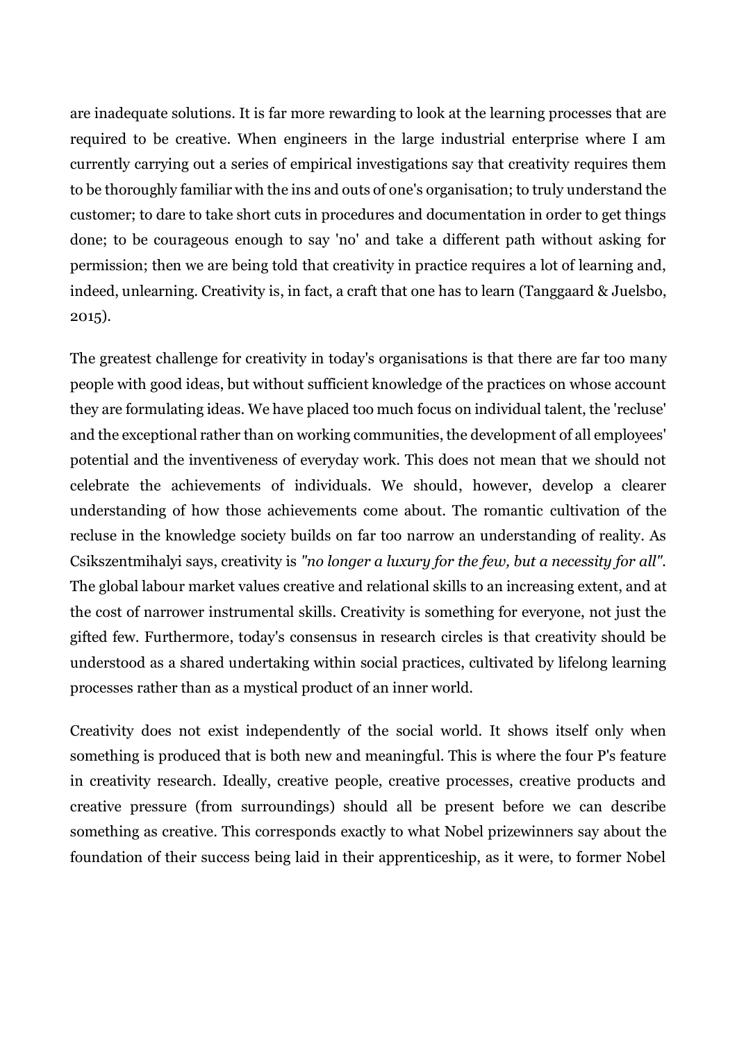are inadequate solutions. It is far more rewarding to look at the learning processes that are required to be creative. When engineers in the large industrial enterprise where I am currently carrying out a series of empirical investigations say that creativity requires them to be thoroughly familiar with the ins and outs of one's organisation; to truly understand the customer; to dare to take short cuts in procedures and documentation in order to get things done; to be courageous enough to say 'no' and take a different path without asking for permission; then we are being told that creativity in practice requires a lot of learning and, indeed, unlearning. Creativity is, in fact, a craft that one has to learn (Tanggaard & Juelsbo, 2015).

The greatest challenge for creativity in today's organisations is that there are far too many people with good ideas, but without sufficient knowledge of the practices on whose account they are formulating ideas. We have placed too much focus on individual talent, the 'recluse' and the exceptional rather than on working communities, the development of all employees' potential and the inventiveness of everyday work. This does not mean that we should not celebrate the achievements of individuals. We should, however, develop a clearer understanding of how those achievements come about. The romantic cultivation of the recluse in the knowledge society builds on far too narrow an understanding of reality. As Csikszentmihalyi says, creativity is *"no longer a luxury for the few, but a necessity for all"*. The global labour market values creative and relational skills to an increasing extent, and at the cost of narrower instrumental skills. Creativity is something for everyone, not just the gifted few. Furthermore, today's consensus in research circles is that creativity should be understood as a shared undertaking within social practices, cultivated by lifelong learning processes rather than as a mystical product of an inner world.

Creativity does not exist independently of the social world. It shows itself only when something is produced that is both new and meaningful. This is where the four P's feature in creativity research. Ideally, creative people, creative processes, creative products and creative pressure (from surroundings) should all be present before we can describe something as creative. This corresponds exactly to what Nobel prizewinners say about the foundation of their success being laid in their apprenticeship, as it were, to former Nobel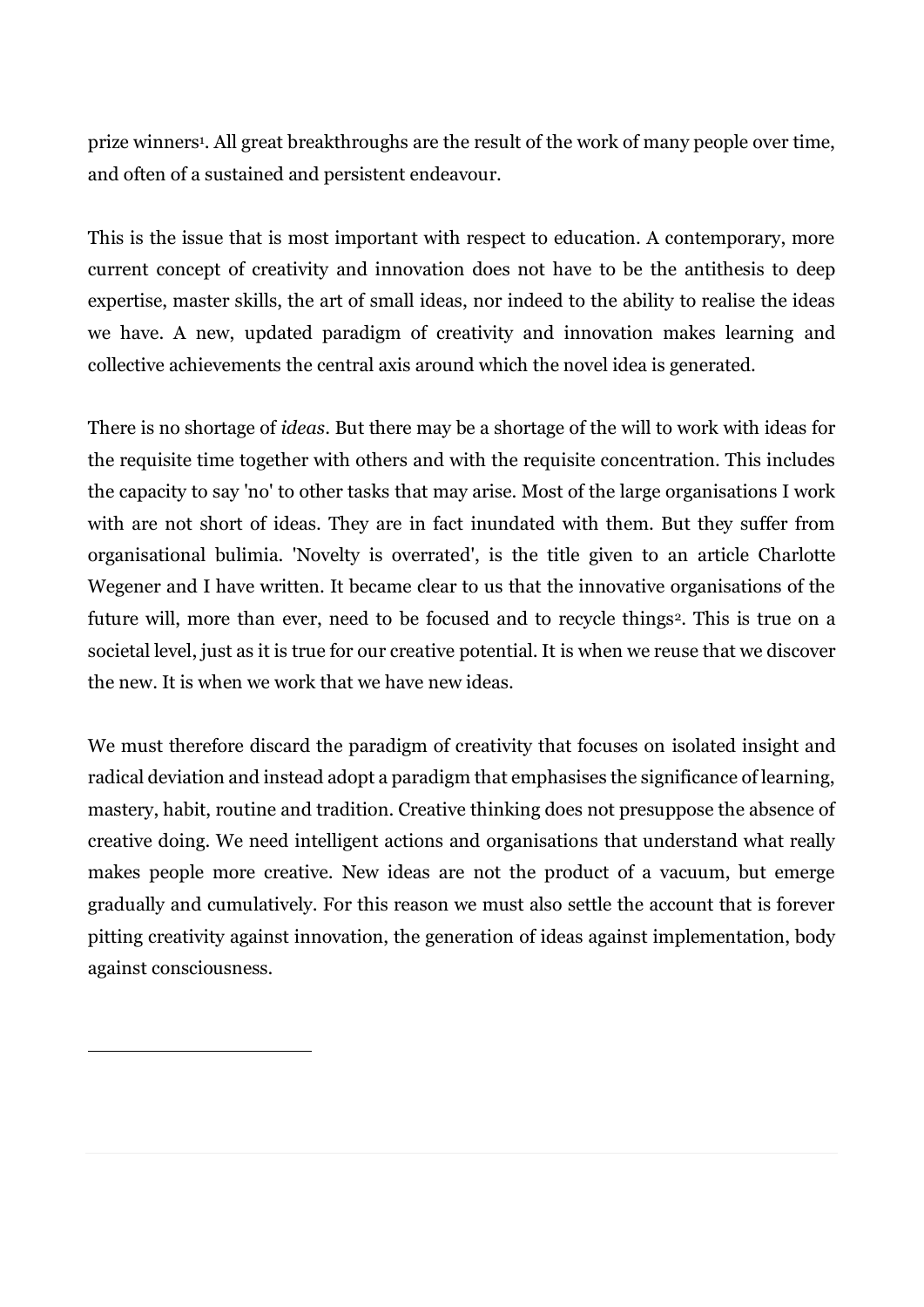prize winners[1]. All great breakthroughs are the result of the work of many people over time, and often of a sustained and persistent endeavour.

This is the issue that is most important with respect to education. A contemporary, more current concept of creativity and innovation does not have to be the antithesis to deep expertise, master skills, the art of small ideas, nor indeed to the ability to realise the ideas we have. A new, updated paradigm of creativity and innovation makes learning and collective achievements the central axis around which the novel idea is generated.

There is no shortage of *ideas*. But there may be a shortage of the will to work with ideas for the requisite time together with others and with the requisite concentration. This includes the capacity to say 'no' to other tasks that may arise. Most of the large organisations I work with are not short of ideas. They are in fact inundated with them. But they suffer from organisational bulimia. 'Novelty is overrated', is the title given to an article Charlotte Wegener and I have written. It became clear to us that the innovative organisations of the future will, more than ever, need to be focused and to recycle things[2]. This is true on a societal level, just as it is true for our creative potential. It is when we reuse that we discover the new. It is when we work that we have new ideas.

We must therefore discard the paradigm of creativity that focuses on isolated insight and radical deviation and instead adopt a paradigm that emphasises the significance of learning, mastery, habit, routine and tradition. Creative thinking does not presuppose the absence of creative doing. We need intelligent actions and organisations that understand what really makes people more creative. New ideas are not the product of a vacuum, but emerge gradually and cumulatively. For this reason we must also settle the account that is forever pitting creativity against innovation, the generation of ideas against implementation, body against consciousness.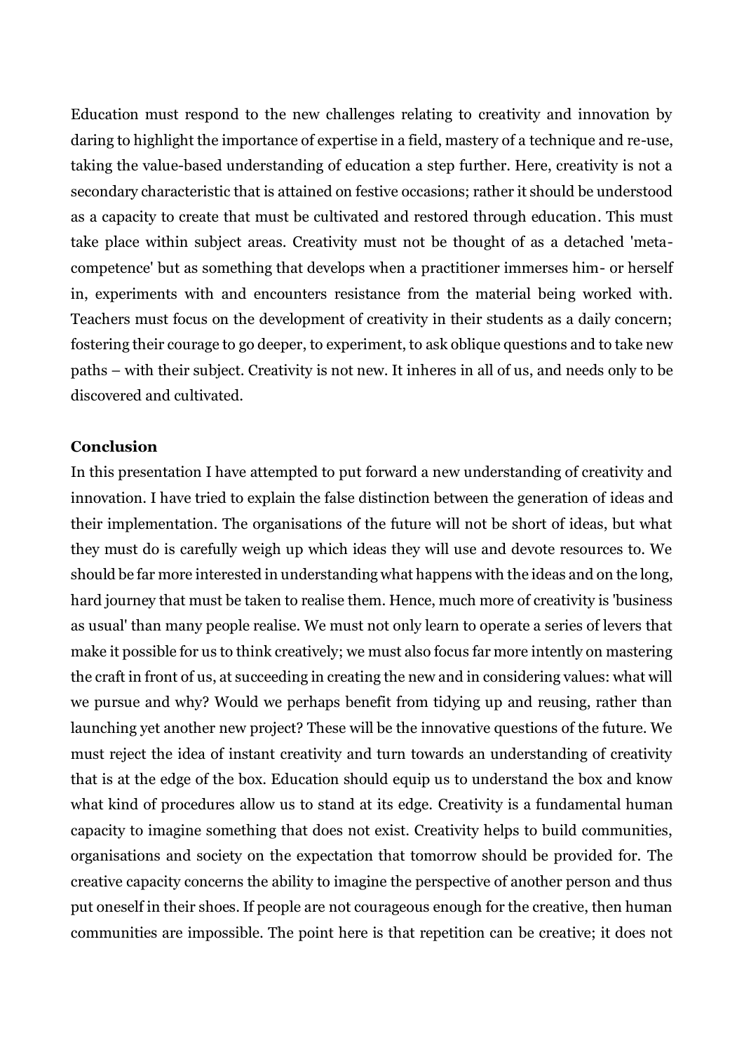Education must respond to the new challenges relating to creativity and innovation by daring to highlight the importance of expertise in a field, mastery of a technique and re-use, taking the value-based understanding of education a step further. Here, creativity is not a secondary characteristic that is attained on festive occasions; rather it should be understood as a capacity to create that must be cultivated and restored through education. This must take place within subject areas. Creativity must not be thought of as a detached 'meta-competence' but as something that develops when a practitioner immerses him- or herself in, experiments with and encounters resistance from the material being worked with. Teachers must focus on the development of creativity in their students as a daily concern; fostering their courage to go deeper, to experiment, to ask oblique questions and to take new paths – with their subject. Creativity is not new. It inheres in all of us, and needs only to be discovered and cultivated.

**Conclusion**

In this presentation I have attempted to put forward a new understanding of creativity and innovation. I have tried to explain the false distinction between the generation of ideas and their implementation. The organisations of the future will not be short of ideas, but what they must do is carefully weigh up which ideas they will use and devote resources to. We should be far more interested in understanding what happens with the ideas and on the long, hard journey that must be taken to realise them. Hence, much more of creativity is 'business as usual' than many people realise. We must not only learn to operate a series of levers that make it possible for us to think creatively; we must also focus far more intently on mastering the craft in front of us, at succeeding in creating the new and in considering values: what will we pursue and why? Would we perhaps benefit from tidying up and reusing, rather than launching yet another new project? These will be the innovative questions of the future. We must reject the idea of instant creativity and turn towards an understanding of creativity that is at the edge of the box. Education should equip us to understand the box and know what kind of procedures allow us to stand at its edge. Creativity is a fundamental human capacity to imagine something that does not exist. Creativity helps to build communities, organisations and society on the expectation that tomorrow should be provided for. The creative capacity concerns the ability to imagine the perspective of another person and thus put oneself in their shoes. If people are not courageous enough for the creative, then human communities are impossible. The point here is that repetition can be creative; it does not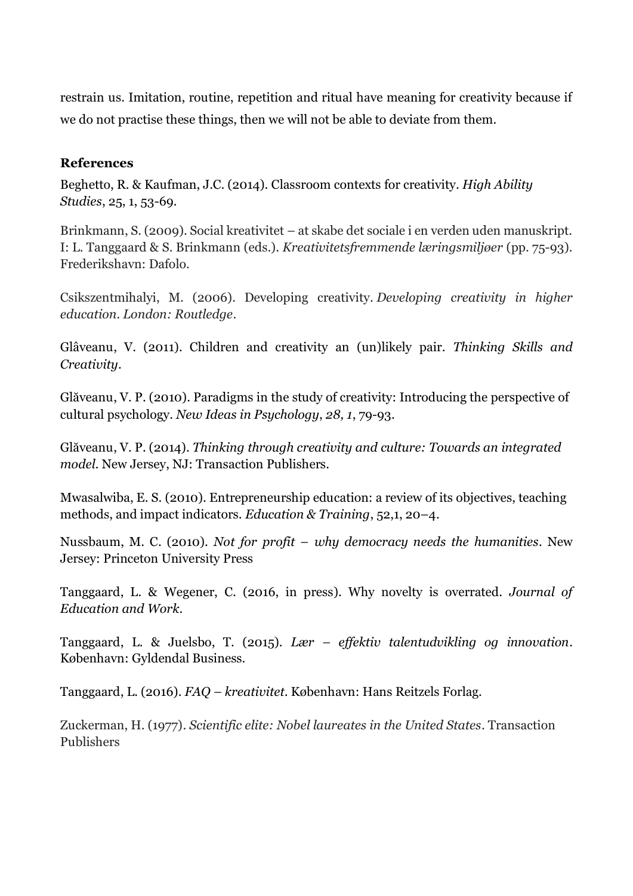restrain us. Imitation, routine, repetition and ritual have meaning for creativity because if we do not practise these things, then we will not be able to deviate from them.

**References**

Beghetto, R. & Kaufman, J.C. (2014). Classroom contexts for creativity. *High Ability Studies*, 25, 1, 53-69.

Brinkmann, S. (2009). Social kreativitet – at skabe det sociale i en verden uden manuskript. I: L. Tanggaard & S. Brinkmann (eds.). *Kreativitetsfremmende læringsmiljøer* (pp. 75-93). Frederikshavn: Dafolo.

Csikszentmihalyi, M. (2006). Developing creativity. *Developing creativity in higher education. London: Routledge*.

Glâveanu, V. (2011). Children and creativity an (un)likely pair. *Thinking Skills and Creativity*.

Glăveanu, V. P. (2010). Paradigms in the study of creativity: Introducing the perspective of cultural psychology. *New Ideas in Psychology*, *28, 1*, 79-93.

Glăveanu, V. P. (2014). *Thinking through creativity and culture: Towards an integrated model*. New Jersey, NJ: Transaction Publishers.

Mwasalwiba, E. S. (2010). Entrepreneurship education: a review of its objectives, teaching methods, and impact indicators. *Education & Training*, 52,1, 20–4.

Nussbaum, M. C. (2010). *Not for profit – why democracy needs the humanities*. New Jersey: Princeton University Press

Tanggaard, L. & Wegener, C. (2016, in press). Why novelty is overrated. *Journal of Education and Work*.

Tanggaard, L. & Juelsbo, T. (2015). *Lær – effektiv talentudvikling og innovation*. København: Gyldendal Business.

Tanggaard, L. (2016). *FAQ – kreativitet*. København: Hans Reitzels Forlag.

Zuckerman, H. (1977). *Scientific elite: Nobel laureates in the United States*. Transaction Publishers